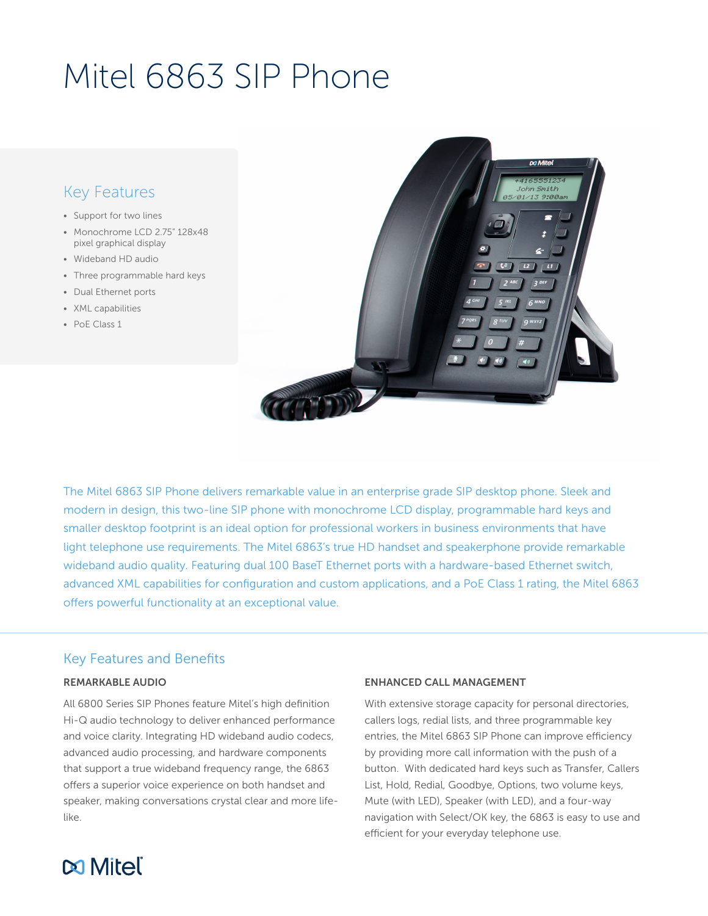# Mitel 6863 SIP Phone

## Key Features

- Support for two lines
- Monochrome LCD 2.75" 128x48 pixel graphical display
- Wideband HD audio
- Three programmable hard keys
- Dual Ethernet ports
- XML capabilities
- PoE Class 1

The Mitel 6863 SIP Phone delivers remarkable value in an enterprise grade SIP desktop phone. Sleek and modern in design, this two-line SIP phone with monochrome LCD display, programmable hard keys and smaller desktop footprint is an ideal option for professional workers in business environments that have light telephone use requirements. The Mitel 6863's true HD handset and speakerphone provide remarkable wideband audio quality. Featuring dual 100 BaseT Ethernet ports with a hardware-based Ethernet switch, advanced XML capabilities for configuration and custom applications, and a PoE Class 1 rating, the Mitel 6863 offers powerful functionality at an exceptional value.

## Key Features and Benefits

### REMARKABLE AUDIO

All 6800 Series SIP Phones feature Mitel's high definition Hi-Q audio technology to deliver enhanced performance and voice clarity. Integrating HD wideband audio codecs, advanced audio processing, and hardware components that support a true wideband frequency range, the 6863 offers a superior voice experience on both handset and speaker, making conversations crystal clear and more life-like.

### ENHANCED CALL MANAGEMENT

With extensive storage capacity for personal directories, callers logs, redial lists, and three programmable key entries, the Mitel 6863 SIP Phone can improve efficiency by providing more call information with the push of a button. With dedicated hard keys such as Transfer, Callers List, Hold, Redial, Goodbye, Options, two volume keys, Mute (with LED), Speaker (with LED), and a four-way navigation with Select/OK key, the 6863 is easy to use and efficient for your everyday telephone use.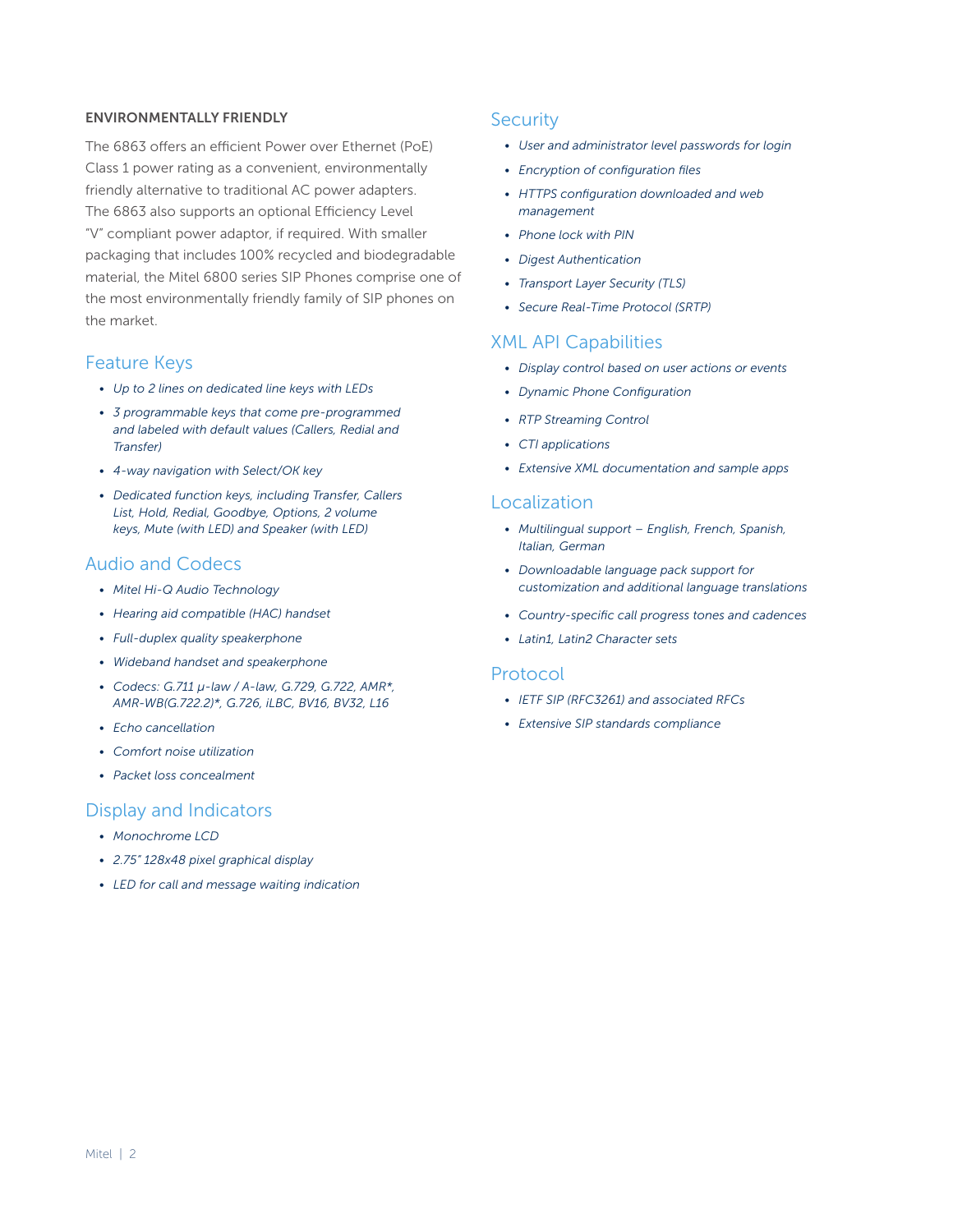### ENVIRONMENTALLY FRIENDLY

The 6863 offers an efficient Power over Ethernet (PoE) Class 1 power rating as a convenient, environmentally friendly alternative to traditional AC power adapters. The 6863 also supports an optional Efficiency Level "V" compliant power adaptor, if required. With smaller packaging that includes 100% recycled and biodegradable material, the Mitel 6800 series SIP Phones comprise one of the most environmentally friendly family of SIP phones on the market.

## Feature Keys

- *Up to 2 lines on dedicated line keys with LEDs*
- *3 programmable keys that come pre-programmed and labeled with default values (Callers, Redial and Transfer)*
- *4-way navigation with Select/OK key*
- *Dedicated function keys, including Transfer, Callers List, Hold, Redial, Goodbye, Options, 2 volume keys, Mute (with LED) and Speaker (with LED)*

## Audio and Codecs

- *Mitel Hi-Q Audio Technology*
- *Hearing aid compatible (HAC) handset*
- *Full-duplex quality speakerphone*
- *Wideband handset and speakerphone*
- *Codecs: G.711 μ-law / A-law, G.729, G.722, AMR\*, AMR-WB(G.722.2)\*, G.726, iLBC, BV16, BV32, L16*
- *Echo cancellation*
- *Comfort noise utilization*
- *Packet loss concealment*

## Display and Indicators

- *Monochrome LCD*
- *2.75" 128x48 pixel graphical display*
- *LED for call and message waiting indication*

## Security

- *User and administrator level passwords for login*
- *Encryption of configuration files*
- *HTTPS configuration downloaded and web management*
- *Phone lock with PIN*
- *Digest Authentication*
- *Transport Layer Security (TLS)*
- *Secure Real-Time Protocol (SRTP)*

## XML API Capabilities

- *Display control based on user actions or events*
- *Dynamic Phone Configuration*
- *RTP Streaming Control*
- *CTI applications*
- *Extensive XML documentation and sample apps*

## Localization

- *Multilingual support – English, French, Spanish, Italian, German*
- *Downloadable language pack support for customization and additional language translations*
- *Country-specific call progress tones and cadences*
- *Latin1, Latin2 Character sets*

## Protocol

- *IETF SIP (RFC3261) and associated RFCs*
- *Extensive SIP standards compliance*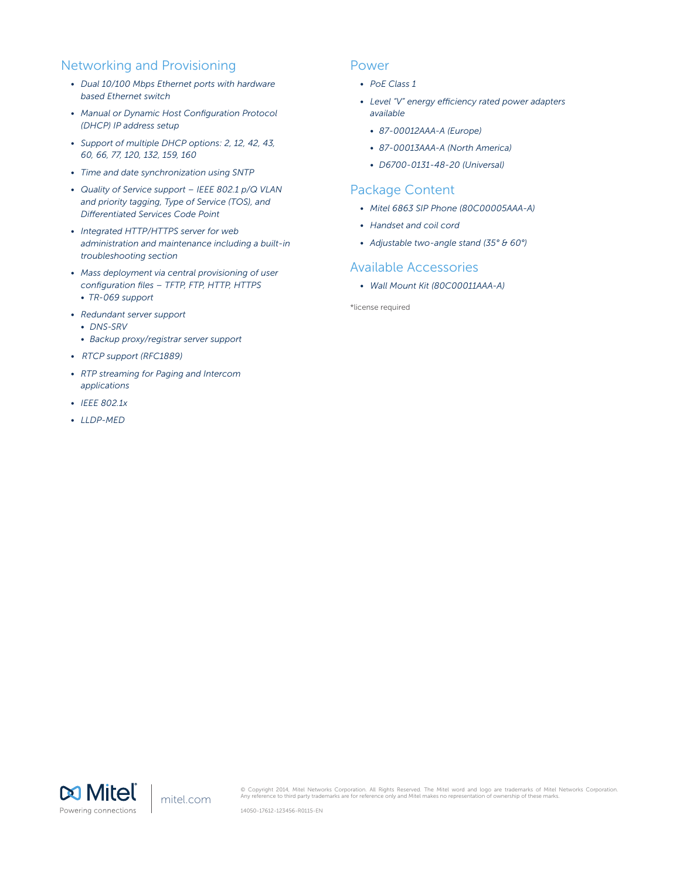## Networking and Provisioning

- *Dual 10/100 Mbps Ethernet ports with hardware based Ethernet switch*
- *Manual or Dynamic Host Configuration Protocol (DHCP) IP address setup*
- *Support of multiple DHCP options: 2, 12, 42, 43, 60, 66, 77, 120, 132, 159, 160*
- *Time and date synchronization using SNTP*
- *Quality of Service support – IEEE 802.1 p/Q VLAN and priority tagging, Type of Service (TOS), and Differentiated Services Code Point*
- *Integrated HTTP/HTTPS server for web administration and maintenance including a built-in troubleshooting section*
- *Mass deployment via central provisioning of user configuration files – TFTP, FTP, HTTP, HTTPS*
  - *TR-069 support*
- *Redundant server support*
  - *DNS-SRV*
  - *Backup proxy/registrar server support*
- *RTCP support (RFC1889)*
- *RTP streaming for Paging and Intercom applications*
- *IEEE 802.1x*
- *LLDP-MED*

## Power

- *PoE Class 1*
- *Level "V" energy efficiency rated power adapters available*
  - *87-00012AAA-A (Europe)*
  - *87-00013AAA-A (North America)*
  - *D6700-0131-48-20 (Universal)*

## Package Content

- *Mitel 6863 SIP Phone (80C00005AAA-A)*
- *Handset and coil cord*
- *Adjustable two-angle stand (35° & 60°)*

## Available Accessories

- *Wall Mount Kit (80C00011AAA-A)*

*license required

Mitel
Powering connections

mitel.com

© Copyright 2014, Mitel Networks Corporation. All Rights Reserved. The Mitel word and logo are trademarks of Mitel Networks Corporation. Any reference to third party trademarks are for reference only and Mitel makes no representation of ownership of these marks.

14050-17612-123456-R0115-EN